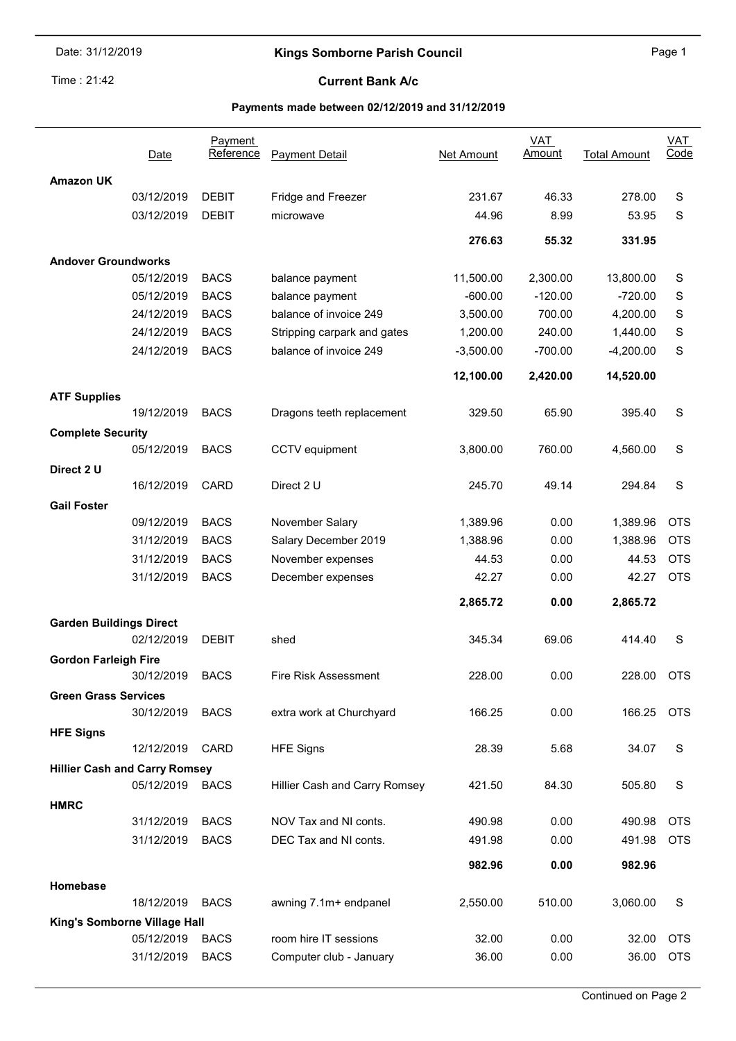Date: 31/12/2019

# Kings Somborne Parish Council

Time : 21:42

## Current Bank A/c

### Payments made between 02/12/2019 and 31/12/2019

| | Date | Payment Reference | Payment Detail | Net Amount | VAT Amount | Total Amount | VAT Code |
|---|---|---|---|---|---|---|---|
| **Amazon UK** | | | | | | | |
| | 03/12/2019 | DEBIT | Fridge and Freezer | 231.67 | 46.33 | 278.00 | S |
| | 03/12/2019 | DEBIT | microwave | 44.96 | 8.99 | 53.95 | S |
| | | | | **276.63** | **55.32** | **331.95** | |
| **Andover Groundworks** | | | | | | | |
| | 05/12/2019 | BACS | balance payment | 11,500.00 | 2,300.00 | 13,800.00 | S |
| | 05/12/2019 | BACS | balance payment | -600.00 | -120.00 | -720.00 | S |
| | 24/12/2019 | BACS | balance of invoice 249 | 3,500.00 | 700.00 | 4,200.00 | S |
| | 24/12/2019 | BACS | Stripping carpark and gates | 1,200.00 | 240.00 | 1,440.00 | S |
| | 24/12/2019 | BACS | balance of invoice 249 | -3,500.00 | -700.00 | -4,200.00 | S |
| | | | | **12,100.00** | **2,420.00** | **14,520.00** | |
| **ATF Supplies** | | | | | | | |
| | 19/12/2019 | BACS | Dragons teeth replacement | 329.50 | 65.90 | 395.40 | S |
| **Complete Security** | | | | | | | |
| | 05/12/2019 | BACS | CCTV equipment | 3,800.00 | 760.00 | 4,560.00 | S |
| **Direct 2 U** | | | | | | | |
| | 16/12/2019 | CARD | Direct 2 U | 245.70 | 49.14 | 294.84 | S |
| **Gail Foster** | | | | | | | |
| | 09/12/2019 | BACS | November Salary | 1,389.96 | 0.00 | 1,389.96 | OTS |
| | 31/12/2019 | BACS | Salary December 2019 | 1,388.96 | 0.00 | 1,388.96 | OTS |
| | 31/12/2019 | BACS | November expenses | 44.53 | 0.00 | 44.53 | OTS |
| | 31/12/2019 | BACS | December expenses | 42.27 | 0.00 | 42.27 | OTS |
| | | | | **2,865.72** | **0.00** | **2,865.72** | |
| **Garden Buildings Direct** | | | | | | | |
| | 02/12/2019 | DEBIT | shed | 345.34 | 69.06 | 414.40 | S |
| **Gordon Farleigh Fire** | | | | | | | |
| | 30/12/2019 | BACS | Fire Risk Assessment | 228.00 | 0.00 | 228.00 | OTS |
| **Green Grass Services** | | | | | | | |
| | 30/12/2019 | BACS | extra work at Churchyard | 166.25 | 0.00 | 166.25 | OTS |
| **HFE Signs** | | | | | | | |
| | 12/12/2019 | CARD | HFE Signs | 28.39 | 5.68 | 34.07 | S |
| **Hillier Cash and Carry Romsey** | | | | | | | |
| | 05/12/2019 | BACS | Hillier Cash and Carry Romsey | 421.50 | 84.30 | 505.80 | S |
| **HMRC** | | | | | | | |
| | 31/12/2019 | BACS | NOV Tax and NI conts. | 490.98 | 0.00 | 490.98 | OTS |
| | 31/12/2019 | BACS | DEC Tax and NI conts. | 491.98 | 0.00 | 491.98 | OTS |
| | | | | **982.96** | **0.00** | **982.96** | |
| **Homebase** | | | | | | | |
| | 18/12/2019 | BACS | awning 7.1m+ endpanel | 2,550.00 | 510.00 | 3,060.00 | S |
| **King's Somborne Village Hall** | | | | | | | |
| | 05/12/2019 | BACS | room hire IT sessions | 32.00 | 0.00 | 32.00 | OTS |
| | 31/12/2019 | BACS | Computer club - January | 36.00 | 0.00 | 36.00 | OTS |

Continued on Page 2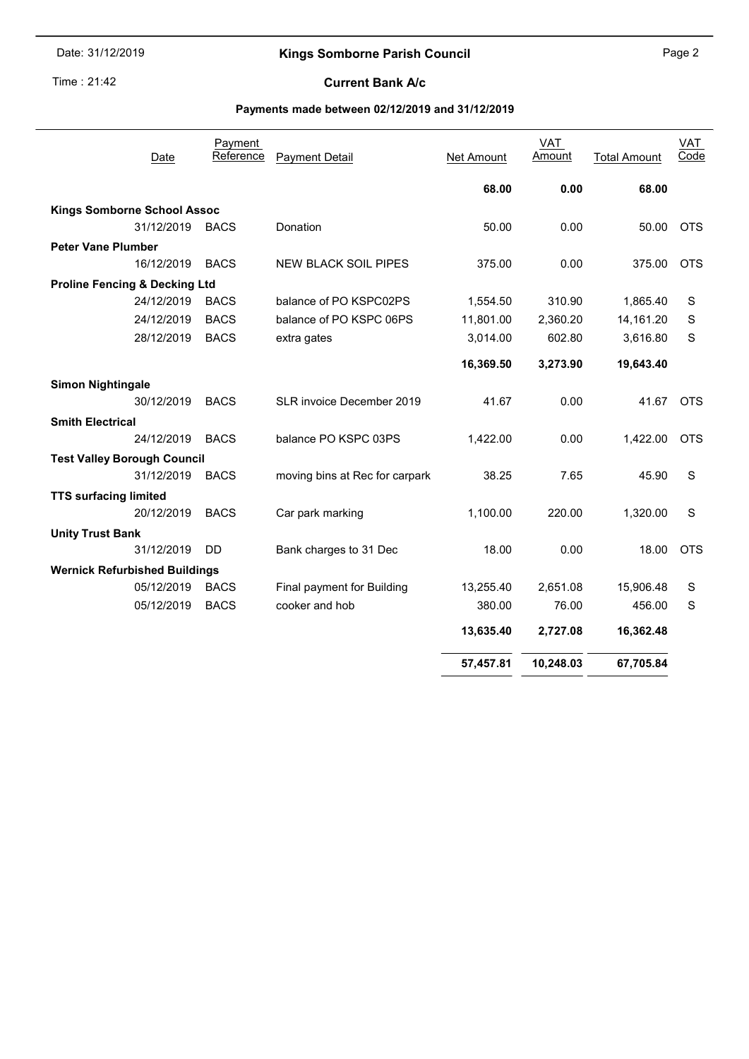Date: 31/12/2019

## Kings Somborne Parish Council

### Current Bank A/c

#### Payments made between 02/12/2019 and 31/12/2019

| Date | Payment Reference | Payment Detail | Net Amount | VAT Amount | Total Amount | VAT Code |
|---|---|---|---|---|---|---|
| | | | **68.00** | **0.00** | **68.00** | |
| **Kings Somborne School Assoc** | | | | | | |
| 31/12/2019 | BACS | Donation | 50.00 | 0.00 | 50.00 | OTS |
| **Peter Vane Plumber** | | | | | | |
| 16/12/2019 | BACS | NEW BLACK SOIL PIPES | 375.00 | 0.00 | 375.00 | OTS |
| **Proline Fencing & Decking Ltd** | | | | | | |
| 24/12/2019 | BACS | balance of PO KSPC02PS | 1,554.50 | 310.90 | 1,865.40 | S |
| 24/12/2019 | BACS | balance of PO KSPC 06PS | 11,801.00 | 2,360.20 | 14,161.20 | S |
| 28/12/2019 | BACS | extra gates | 3,014.00 | 602.80 | 3,616.80 | S |
| | | | **16,369.50** | **3,273.90** | **19,643.40** | |
| **Simon Nightingale** | | | | | | |
| 30/12/2019 | BACS | SLR invoice December 2019 | 41.67 | 0.00 | 41.67 | OTS |
| **Smith Electrical** | | | | | | |
| 24/12/2019 | BACS | balance PO KSPC 03PS | 1,422.00 | 0.00 | 1,422.00 | OTS |
| **Test Valley Borough Council** | | | | | | |
| 31/12/2019 | BACS | moving bins at Rec for carpark | 38.25 | 7.65 | 45.90 | S |
| **TTS surfacing limited** | | | | | | |
| 20/12/2019 | BACS | Car park marking | 1,100.00 | 220.00 | 1,320.00 | S |
| **Unity Trust Bank** | | | | | | |
| 31/12/2019 | DD | Bank charges to 31 Dec | 18.00 | 0.00 | 18.00 | OTS |
| **Wernick Refurbished Buildings** | | | | | | |
| 05/12/2019 | BACS | Final payment for Building | 13,255.40 | 2,651.08 | 15,906.48 | S |
| 05/12/2019 | BACS | cooker and hob | 380.00 | 76.00 | 456.00 | S |
| | | | **13,635.40** | **2,727.08** | **16,362.48** | |
| | | | **57,457.81** | **10,248.03** | **67,705.84** | |